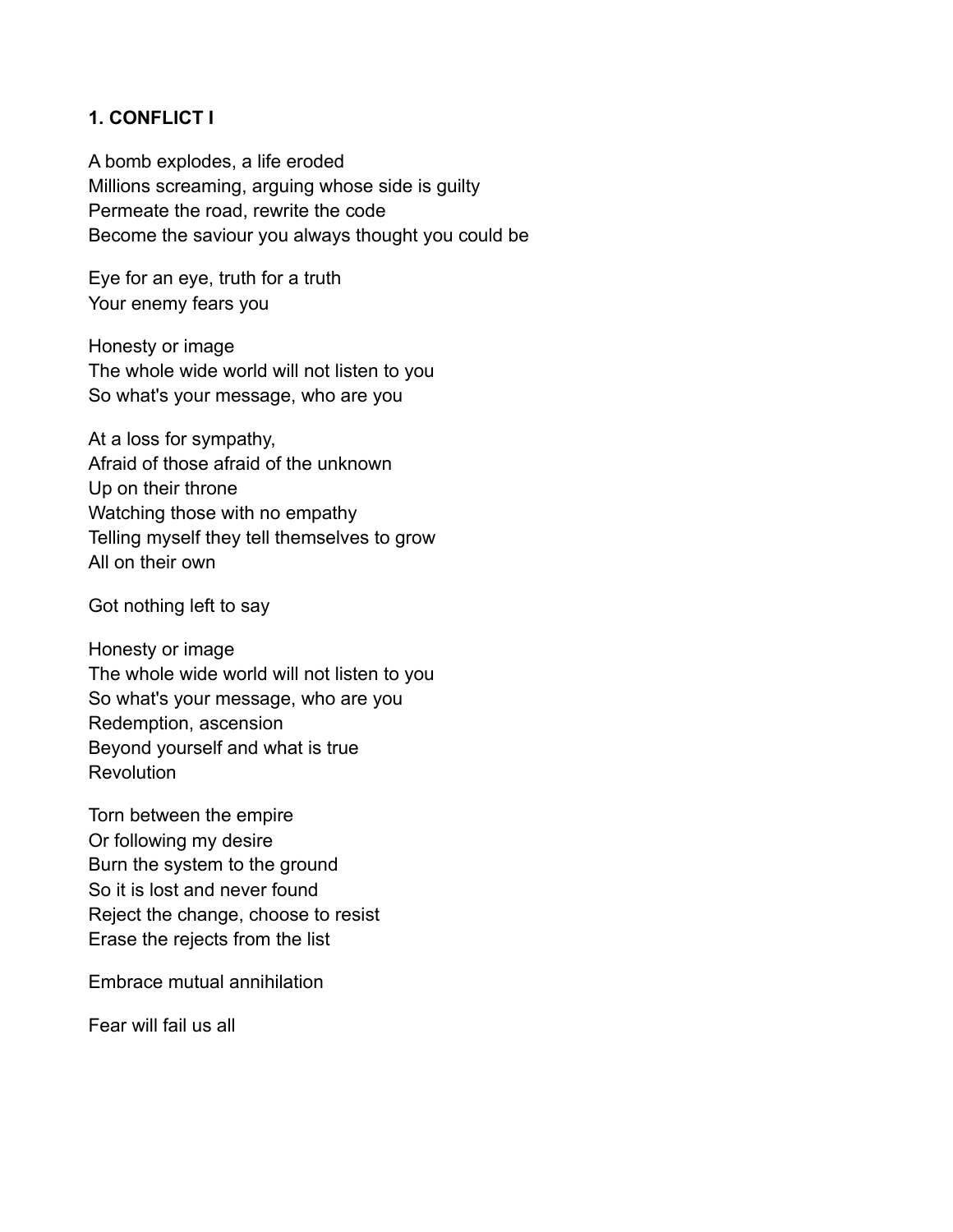**1. CONFLICT I**

A bomb explodes, a life eroded
Millions screaming, arguing whose side is guilty
Permeate the road, rewrite the code
Become the saviour you always thought you could be

Eye for an eye, truth for a truth
Your enemy fears you

Honesty or image
The whole wide world will not listen to you
So what's your message, who are you

At a loss for sympathy,
Afraid of those afraid of the unknown
Up on their throne
Watching those with no empathy
Telling myself they tell themselves to grow
All on their own

Got nothing left to say

Honesty or image
The whole wide world will not listen to you
So what's your message, who are you
Redemption, ascension
Beyond yourself and what is true
Revolution

Torn between the empire
Or following my desire
Burn the system to the ground
So it is lost and never found
Reject the change, choose to resist
Erase the rejects from the list

Embrace mutual annihilation

Fear will fail us all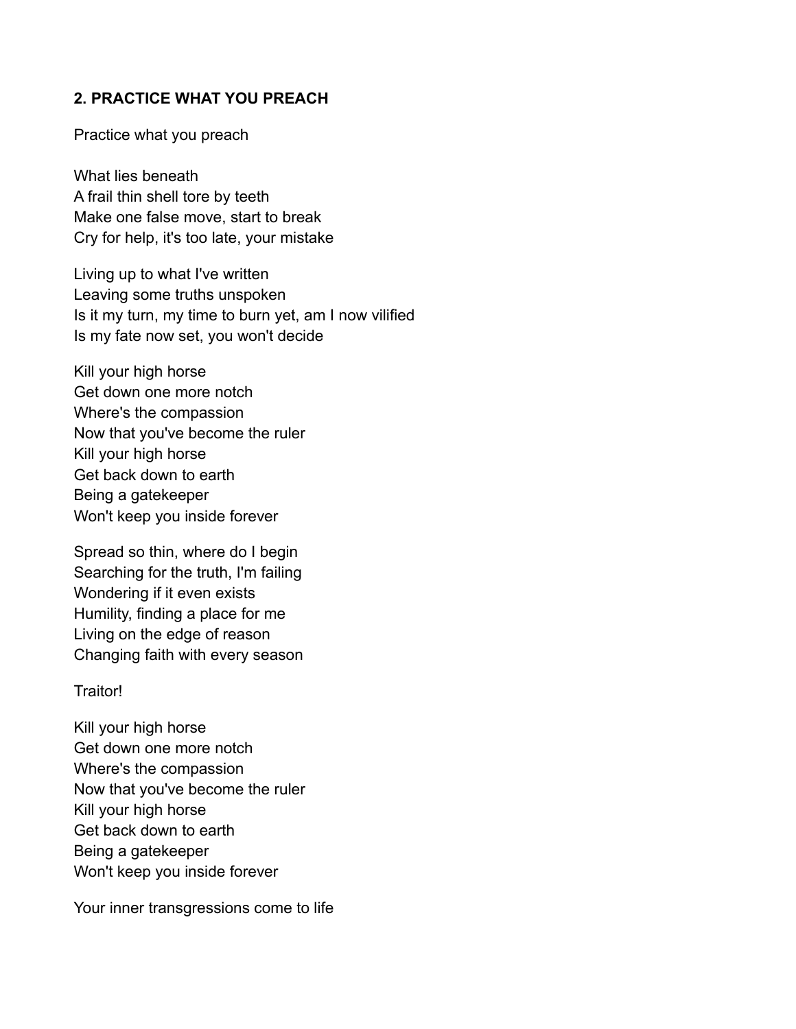**2. PRACTICE WHAT YOU PREACH**

Practice what you preach

What lies beneath  
A frail thin shell tore by teeth  
Make one false move, start to break  
Cry for help, it's too late, your mistake

Living up to what I've written  
Leaving some truths unspoken  
Is it my turn, my time to burn yet, am I now vilified  
Is my fate now set, you won't decide

Kill your high horse  
Get down one more notch  
Where's the compassion  
Now that you've become the ruler  
Kill your high horse  
Get back down to earth  
Being a gatekeeper  
Won't keep you inside forever

Spread so thin, where do I begin  
Searching for the truth, I'm failing  
Wondering if it even exists  
Humility, finding a place for me  
Living on the edge of reason  
Changing faith with every season

Traitor!

Kill your high horse  
Get down one more notch  
Where's the compassion  
Now that you've become the ruler  
Kill your high horse  
Get back down to earth  
Being a gatekeeper  
Won't keep you inside forever

Your inner transgressions come to life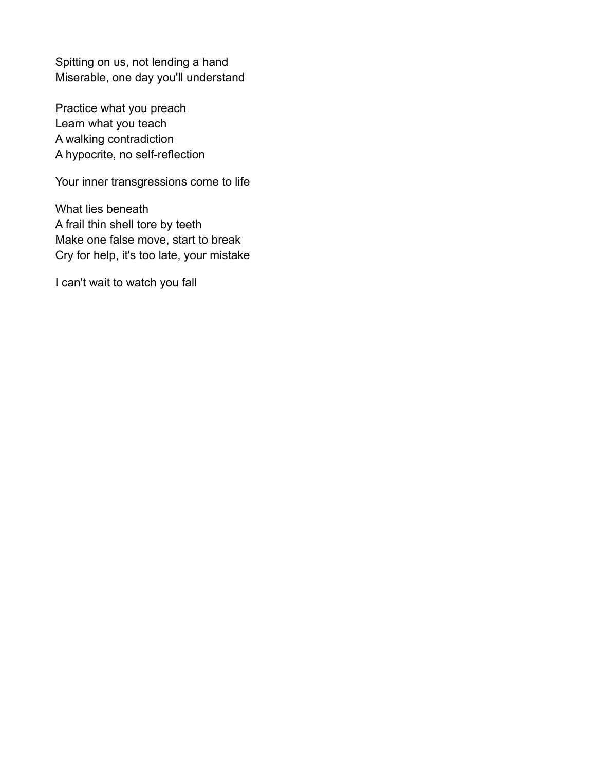Spitting on us, not lending a hand
Miserable, one day you'll understand

Practice what you preach
Learn what you teach
A walking contradiction
A hypocrite, no self-reflection

Your inner transgressions come to life

What lies beneath
A frail thin shell tore by teeth
Make one false move, start to break
Cry for help, it's too late, your mistake

I can't wait to watch you fall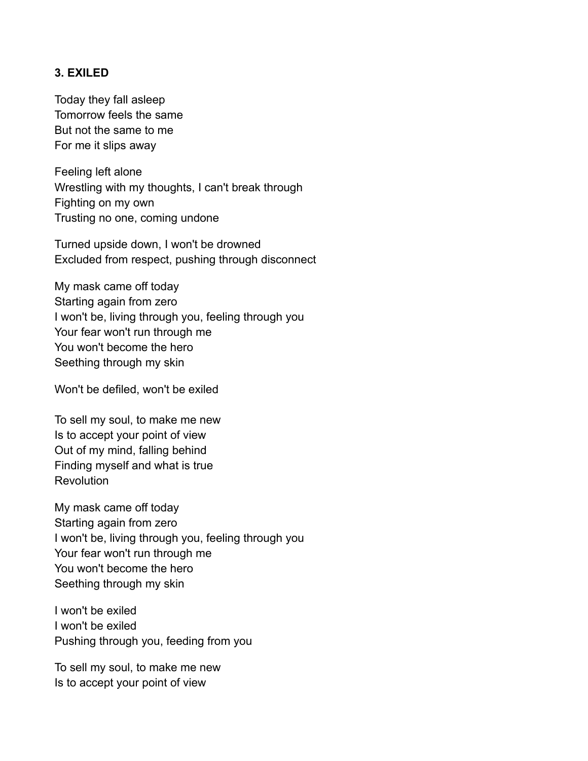**3. EXILED**

Today they fall asleep
Tomorrow feels the same
But not the same to me
For me it slips away

Feeling left alone
Wrestling with my thoughts, I can't break through
Fighting on my own
Trusting no one, coming undone

Turned upside down, I won't be drowned
Excluded from respect, pushing through disconnect

My mask came off today
Starting again from zero
I won't be, living through you, feeling through you
Your fear won't run through me
You won't become the hero
Seething through my skin

Won't be defiled, won't be exiled

To sell my soul, to make me new
Is to accept your point of view
Out of my mind, falling behind
Finding myself and what is true
Revolution

My mask came off today
Starting again from zero
I won't be, living through you, feeling through you
Your fear won't run through me
You won't become the hero
Seething through my skin

I won't be exiled
I won't be exiled
Pushing through you, feeding from you

To sell my soul, to make me new
Is to accept your point of view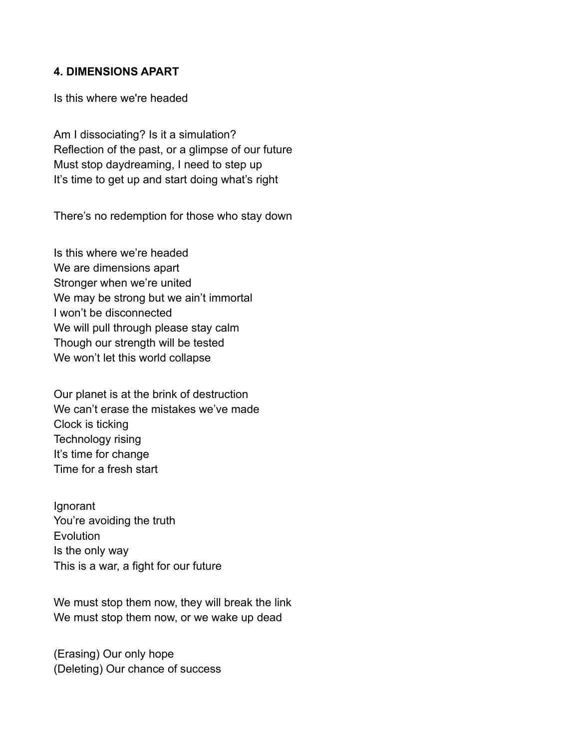**4. DIMENSIONS APART**

Is this where we're headed

Am I dissociating? Is it a simulation?
Reflection of the past, or a glimpse of our future
Must stop daydreaming, I need to step up
It's time to get up and start doing what's right

There's no redemption for those who stay down

Is this where we're headed
We are dimensions apart
Stronger when we're united
We may be strong but we ain't immortal
I won't be disconnected
We will pull through please stay calm
Though our strength will be tested
We won't let this world collapse

Our planet is at the brink of destruction
We can't erase the mistakes we've made
Clock is ticking
Technology rising
It's time for change
Time for a fresh start

Ignorant
You're avoiding the truth
Evolution
Is the only way
This is a war, a fight for our future

We must stop them now, they will break the link
We must stop them now, or we wake up dead

(Erasing) Our only hope
(Deleting) Our chance of success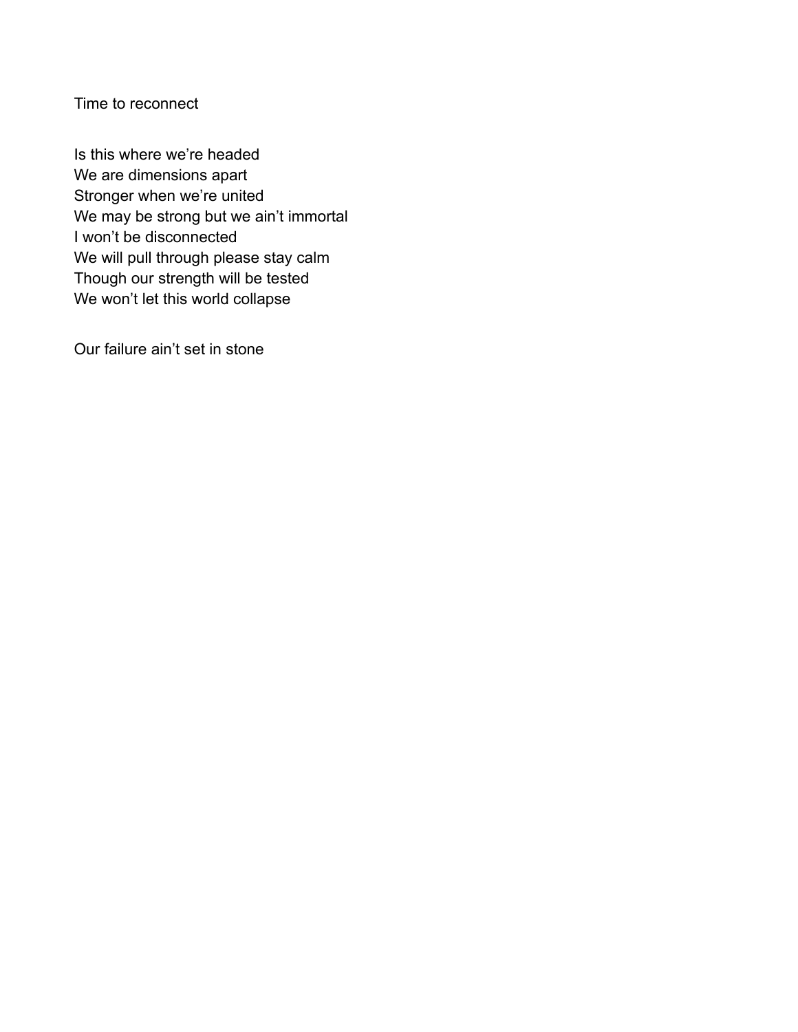Time to reconnect

Is this where we're headed
We are dimensions apart
Stronger when we're united
We may be strong but we ain't immortal
I won't be disconnected
We will pull through please stay calm
Though our strength will be tested
We won't let this world collapse

Our failure ain't set in stone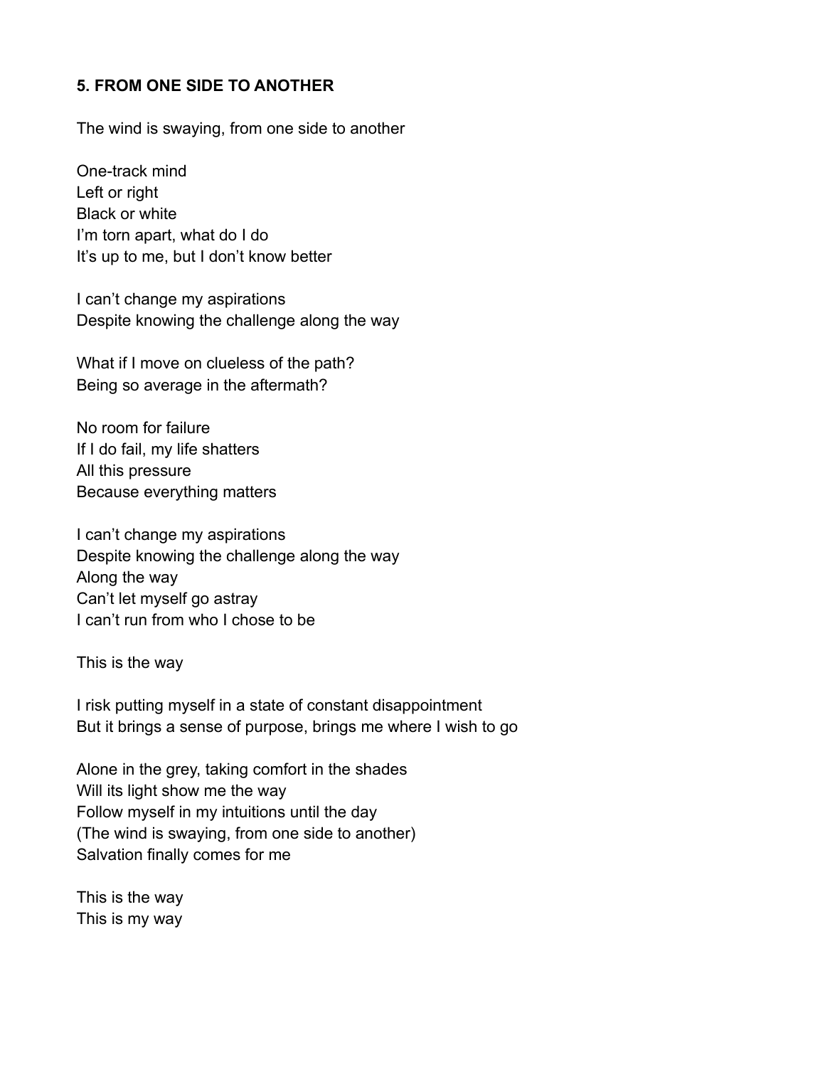## 5. FROM ONE SIDE TO ANOTHER

The wind is swaying, from one side to another

One-track mind  
Left or right  
Black or white  
I'm torn apart, what do I do  
It's up to me, but I don't know better

I can't change my aspirations  
Despite knowing the challenge along the way

What if I move on clueless of the path?  
Being so average in the aftermath?

No room for failure  
If I do fail, my life shatters  
All this pressure  
Because everything matters

I can't change my aspirations  
Despite knowing the challenge along the way  
Along the way  
Can't let myself go astray  
I can't run from who I chose to be

This is the way

I risk putting myself in a state of constant disappointment  
But it brings a sense of purpose, brings me where I wish to go

Alone in the grey, taking comfort in the shades  
Will its light show me the way  
Follow myself in my intuitions until the day  
(The wind is swaying, from one side to another)  
Salvation finally comes for me

This is the way  
This is my way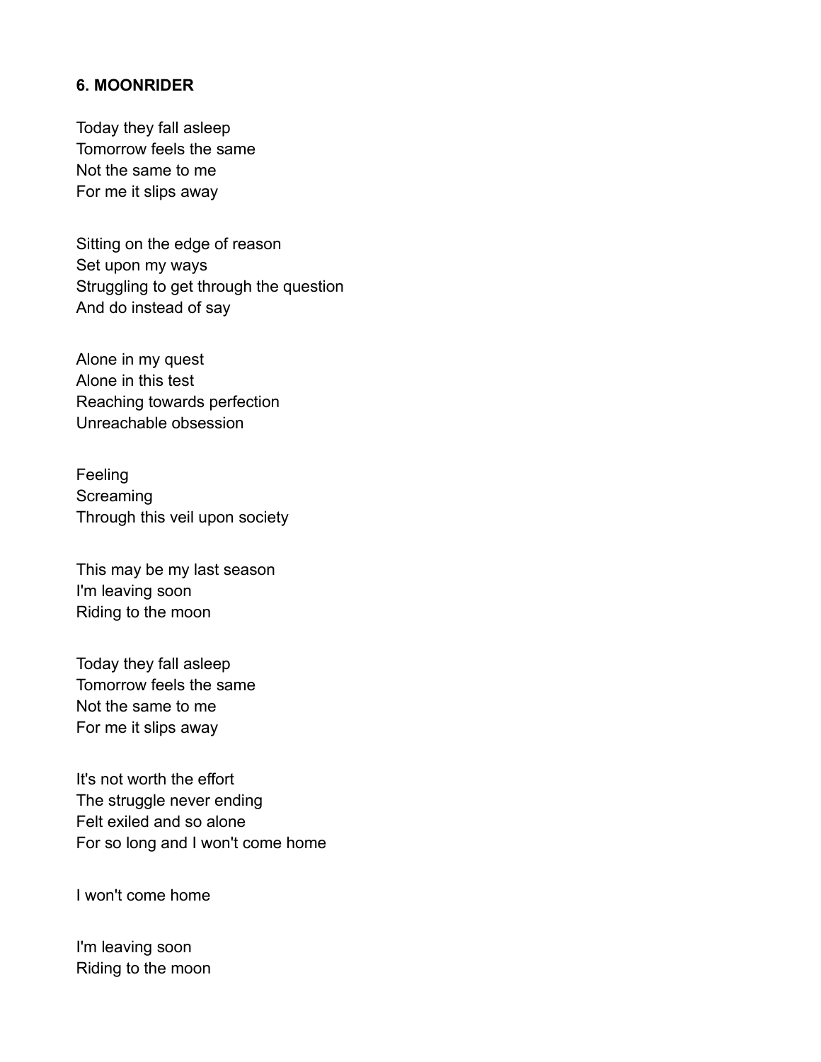**6. MOONRIDER**

Today they fall asleep
Tomorrow feels the same
Not the same to me
For me it slips away

Sitting on the edge of reason
Set upon my ways
Struggling to get through the question
And do instead of say

Alone in my quest
Alone in this test
Reaching towards perfection
Unreachable obsession

Feeling
Screaming
Through this veil upon society

This may be my last season
I'm leaving soon
Riding to the moon

Today they fall asleep
Tomorrow feels the same
Not the same to me
For me it slips away

It's not worth the effort
The struggle never ending
Felt exiled and so alone
For so long and I won't come home

I won't come home

I'm leaving soon
Riding to the moon